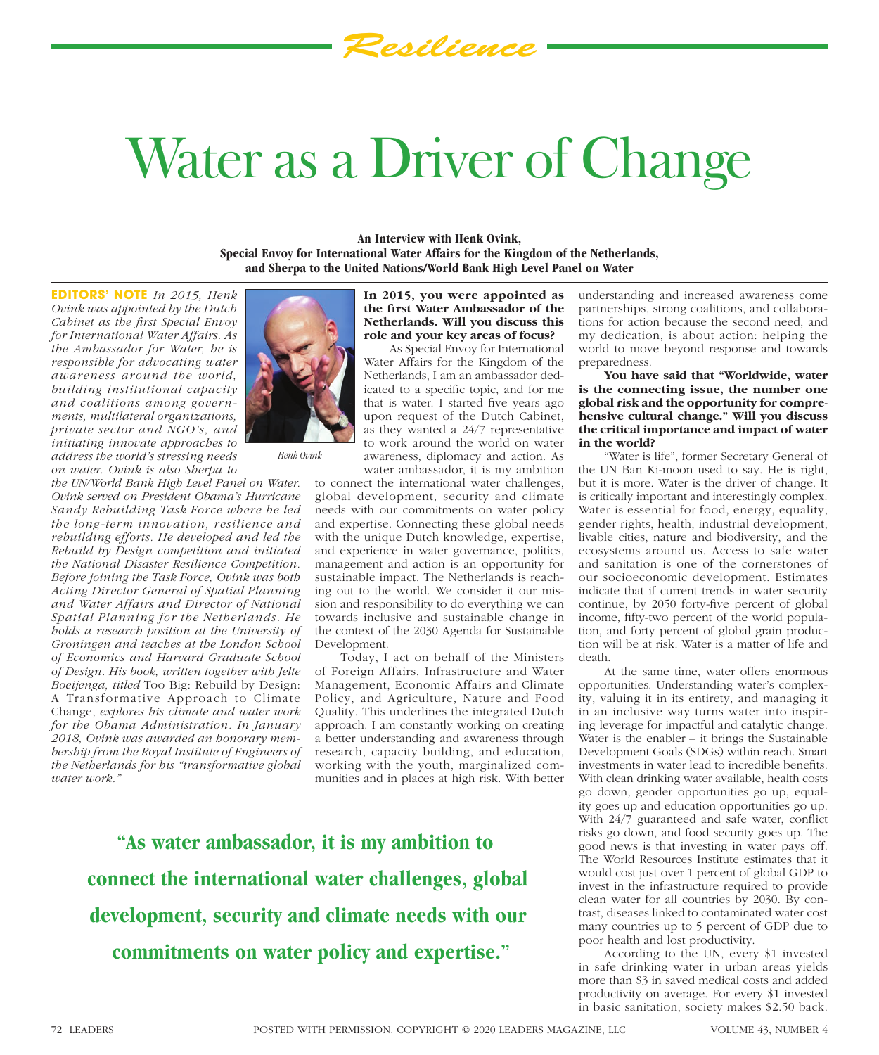# Water as a Driver of Change

**An Interview with Henk Ovink, Special Envoy for International Water Affairs for the Kingdom of the Netherlands, and Sherpa to the United Nations/World Bank High Level Panel on Water**

**EDITORS' NOTE** *In 2015, Henk Ovink was appointed by the Dutch Cabinet as the first Special Envoy for International Water Affairs. As the Ambassador for Water, he is responsible for advocating water awareness around the world, building institutional capacity and coalitions among governments, multilateral organizations, private sector and NGO's, and initiating innovate approaches to address the world's stressing needs on water. Ovink is also Sherpa to the UN/World Bank High Level Panel on Water. Ovink served on President Obama's Hurricane Sandy Rebuilding Task Force where he led the long-term innovation, resilience and rebuilding efforts. He developed and led the Rebuild by Design competition and initiated the National Disaster Resilience Competition. Before joining the Task Force, Ovink was both Acting Director General of Spatial Planning and Water Affairs and Director of National Spatial Planning for the Netherlands. He holds a research position at the University of Groningen and teaches at the London School of Economics and Harvard Graduate School of Design. His book, written together with Jelte Boeijenga, titled* Too Big: Rebuild by Design: A Transformative Approach to Climate Change, *explores his climate and water work for the Obama Administration. In January 2018, Ovink was awarded an honorary membership from the Royal Institute of Engineers of the Netherlands for his "transformative global water work."*

*Henk Ovink*

**In 2015, you were appointed as the first Water Ambassador of the Netherlands. Will you discuss this role and your key areas of focus?**

As Special Envoy for International Water Affairs for the Kingdom of the Netherlands, I am an ambassador dedicated to a specific topic, and for me that is water. I started five years ago upon request of the Dutch Cabinet, as they wanted a 24/7 representative to work around the world on water awareness, diplomacy and action. As water ambassador, it is my ambition to connect the international water challenges, global development, security and climate needs with our commitments on water policy and expertise. Connecting these global needs with the unique Dutch knowledge, expertise, and experience in water governance, politics, management and action is an opportunity for sustainable impact. The Netherlands is reaching out to the world. We consider it our mission and responsibility to do everything we can towards inclusive and sustainable change in the context of the 2030 Agenda for Sustainable Development.

Today, I act on behalf of the Ministers of Foreign Affairs, Infrastructure and Water Management, Economic Affairs and Climate Policy, and Agriculture, Nature and Food Quality. This underlines the integrated Dutch approach. I am constantly working on creating a better understanding and awareness through research, capacity building, and education, working with the youth, marginalized communities and in places at high risk. With better understanding and increased awareness come partnerships, strong coalitions, and collaborations for action because the second need, and my dedication, is about action: helping the world to move beyond response and towards preparedness.

> **"As water ambassador, it is my ambition to connect the international water challenges, global development, security and climate needs with our commitments on water policy and expertise."**

**You have said that "Worldwide, water is the connecting issue, the number one global risk and the opportunity for comprehensive cultural change." Will you discuss the critical importance and impact of water in the world?**

"Water is life", former Secretary General of the UN Ban Ki-moon used to say. He is right, but it is more. Water is the driver of change. It is critically important and interestingly complex. Water is essential for food, energy, equality, gender rights, health, industrial development, livable cities, nature and biodiversity, and the ecosystems around us. Access to safe water and sanitation is one of the cornerstones of our socioeconomic development. Estimates indicate that if current trends in water security continue, by 2050 forty-five percent of global income, fifty-two percent of the world population, and forty percent of global grain production will be at risk. Water is a matter of life and death.

At the same time, water offers enormous opportunities. Understanding water's complexity, valuing it in its entirety, and managing it in an inclusive way turns water into inspiring leverage for impactful and catalytic change. Water is the enabler – it brings the Sustainable Development Goals (SDGs) within reach. Smart investments in water lead to incredible benefits. With clean drinking water available, health costs go down, gender opportunities go up, equality goes up and education opportunities go up. With 24/7 guaranteed and safe water, conflict risks go down, and food security goes up. The good news is that investing in water pays off. The World Resources Institute estimates that it would cost just over 1 percent of global GDP to invest in the infrastructure required to provide clean water for all countries by 2030. By contrast, diseases linked to contaminated water cost many countries up to 5 percent of GDP due to poor health and lost productivity.

According to the UN, every $1 invested in safe drinking water in urban areas yields more than $3 in saved medical costs and added productivity on average. For every $1 invested in basic sanitation, society makes $2.50 back.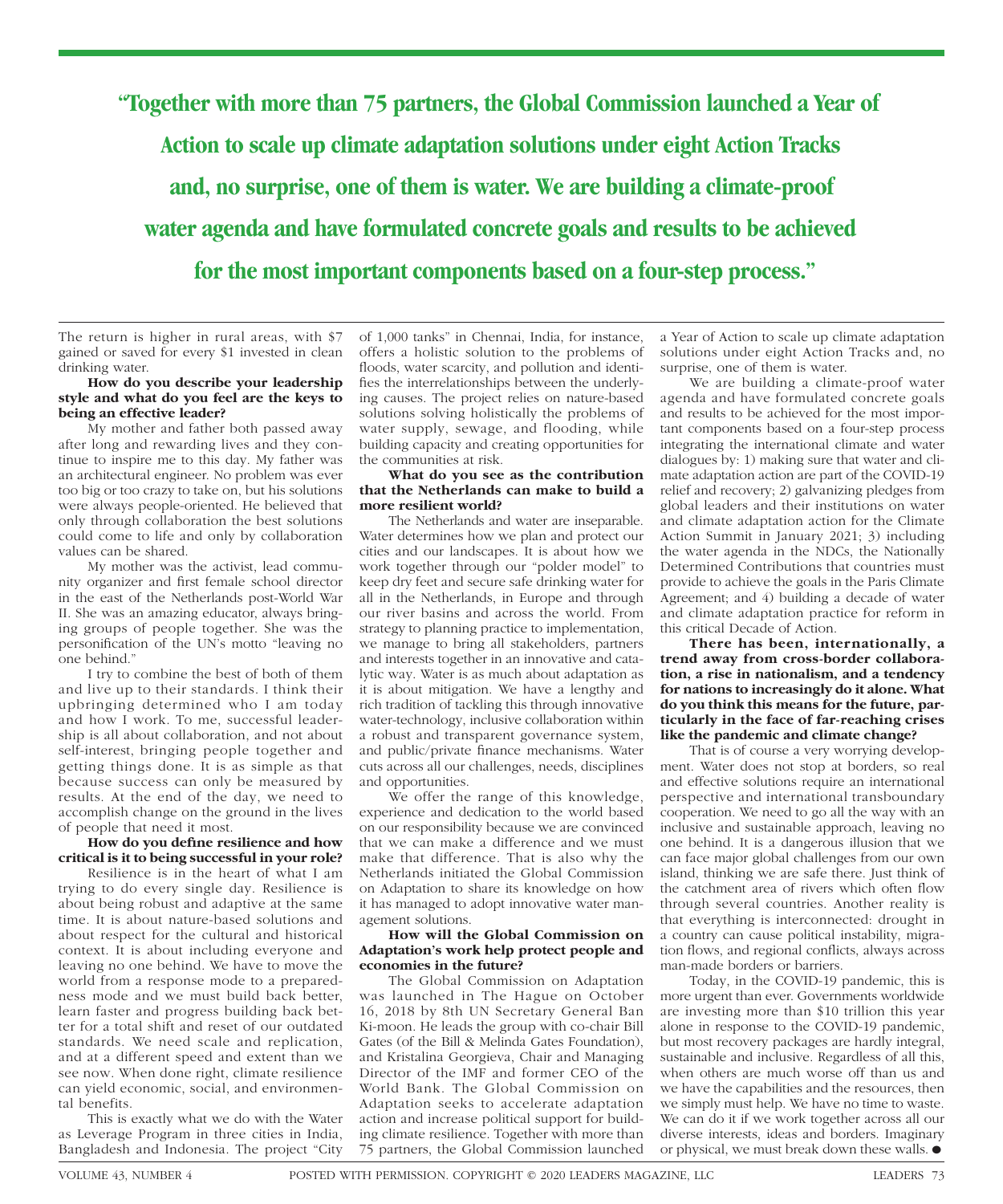> **"Together with more than 75 partners, the Global Commission launched a Year of Action to scale up climate adaptation solutions under eight Action Tracks and, no surprise, one of them is water. We are building a climate-proof water agenda and have formulated concrete goals and results to be achieved for the most important components based on a four-step process."**

The return is higher in rural areas, with $7 gained or saved for every $1 invested in clean drinking water.

**How do you describe your leadership style and what do you feel are the keys to being an effective leader?**

My mother and father both passed away after long and rewarding lives and they continue to inspire me to this day. My father was an architectural engineer. No problem was ever too big or too crazy to take on, but his solutions were always people-oriented. He believed that only through collaboration the best solutions could come to life and only by collaboration values can be shared.

My mother was the activist, lead community organizer and first female school director in the east of the Netherlands post-World War II. She was an amazing educator, always bringing groups of people together. She was the personification of the UN's motto "leaving no one behind."

I try to combine the best of both of them and live up to their standards. I think their upbringing determined who I am today and how I work. To me, successful leadership is all about collaboration, and not about self-interest, bringing people together and getting things done. It is as simple as that because success can only be measured by results. At the end of the day, we need to accomplish change on the ground in the lives of people that need it most.

**How do you define resilience and how critical is it to being successful in your role?**

Resilience is in the heart of what I am trying to do every single day. Resilience is about being robust and adaptive at the same time. It is about nature-based solutions and about respect for the cultural and historical context. It is about including everyone and leaving no one behind. We have to move the world from a response mode to a preparedness mode and we must build back better, learn faster and progress building back better for a total shift and reset of our outdated standards. We need scale and replication, and at a different speed and extent than we see now. When done right, climate resilience can yield economic, social, and environmental benefits.

This is exactly what we do with the Water as Leverage Program in three cities in India, Bangladesh and Indonesia. The project "City of 1,000 tanks" in Chennai, India, for instance, offers a holistic solution to the problems of floods, water scarcity, and pollution and identifies the interrelationships between the underlying causes. The project relies on nature-based solutions solving holistically the problems of water supply, sewage, and flooding, while building capacity and creating opportunities for the communities at risk.

**What do you see as the contribution that the Netherlands can make to build a more resilient world?**

The Netherlands and water are inseparable. Water determines how we plan and protect our cities and our landscapes. It is about how we work together through our "polder model" to keep dry feet and secure safe drinking water for all in the Netherlands, in Europe and through our river basins and across the world. From strategy to planning practice to implementation, we manage to bring all stakeholders, partners and interests together in an innovative and catalytic way. Water is as much about adaptation as it is about mitigation. We have a lengthy and rich tradition of tackling this through innovative water-technology, inclusive collaboration within a robust and transparent governance system, and public/private finance mechanisms. Water cuts across all our challenges, needs, disciplines and opportunities.

We offer the range of this knowledge, experience and dedication to the world based on our responsibility because we are convinced that we can make a difference and we must make that difference. That is also why the Netherlands initiated the Global Commission on Adaptation to share its knowledge on how it has managed to adopt innovative water management solutions.

**How will the Global Commission on Adaptation's work help protect people and economies in the future?**

The Global Commission on Adaptation was launched in The Hague on October 16, 2018 by 8th UN Secretary General Ban Ki-moon. He leads the group with co-chair Bill Gates (of the Bill & Melinda Gates Foundation), and Kristalina Georgieva, Chair and Managing Director of the IMF and former CEO of the World Bank. The Global Commission on Adaptation seeks to accelerate adaptation action and increase political support for building climate resilience. Together with more than 75 partners, the Global Commission launched a Year of Action to scale up climate adaptation solutions under eight Action Tracks and, no surprise, one of them is water.

We are building a climate-proof water agenda and have formulated concrete goals and results to be achieved for the most important components based on a four-step process integrating the international climate and water dialogues by: 1) making sure that water and climate adaptation action are part of the COVID-19 relief and recovery; 2) galvanizing pledges from global leaders and their institutions on water and climate adaptation action for the Climate Action Summit in January 2021; 3) including the water agenda in the NDCs, the Nationally Determined Contributions that countries must provide to achieve the goals in the Paris Climate Agreement; and 4) building a decade of water and climate adaptation practice for reform in this critical Decade of Action.

**There has been, internationally, a trend away from cross-border collaboration, a rise in nationalism, and a tendency for nations to increasingly do it alone. What do you think this means for the future, particularly in the face of far-reaching crises like the pandemic and climate change?**

That is of course a very worrying development. Water does not stop at borders, so real and effective solutions require an international perspective and international transboundary cooperation. We need to go all the way with an inclusive and sustainable approach, leaving no one behind. It is a dangerous illusion that we can face major global challenges from our own island, thinking we are safe there. Just think of the catchment area of rivers which often flow through several countries. Another reality is that everything is interconnected: drought in a country can cause political instability, migration flows, and regional conflicts, always across man-made borders or barriers.

Today, in the COVID-19 pandemic, this is more urgent than ever. Governments worldwide are investing more than $10 trillion this year alone in response to the COVID-19 pandemic, but most recovery packages are hardly integral, sustainable and inclusive. Regardless of all this, when others are much worse off than us and we have the capabilities and the resources, then we simply must help. We have no time to waste. We can do it if we work together across all our diverse interests, ideas and borders. Imaginary or physical, we must break down these walls. ●

POSTED WITH PERMISSION. COPYRIGHT © 2020 LEADERS MAGAZINE, LLC